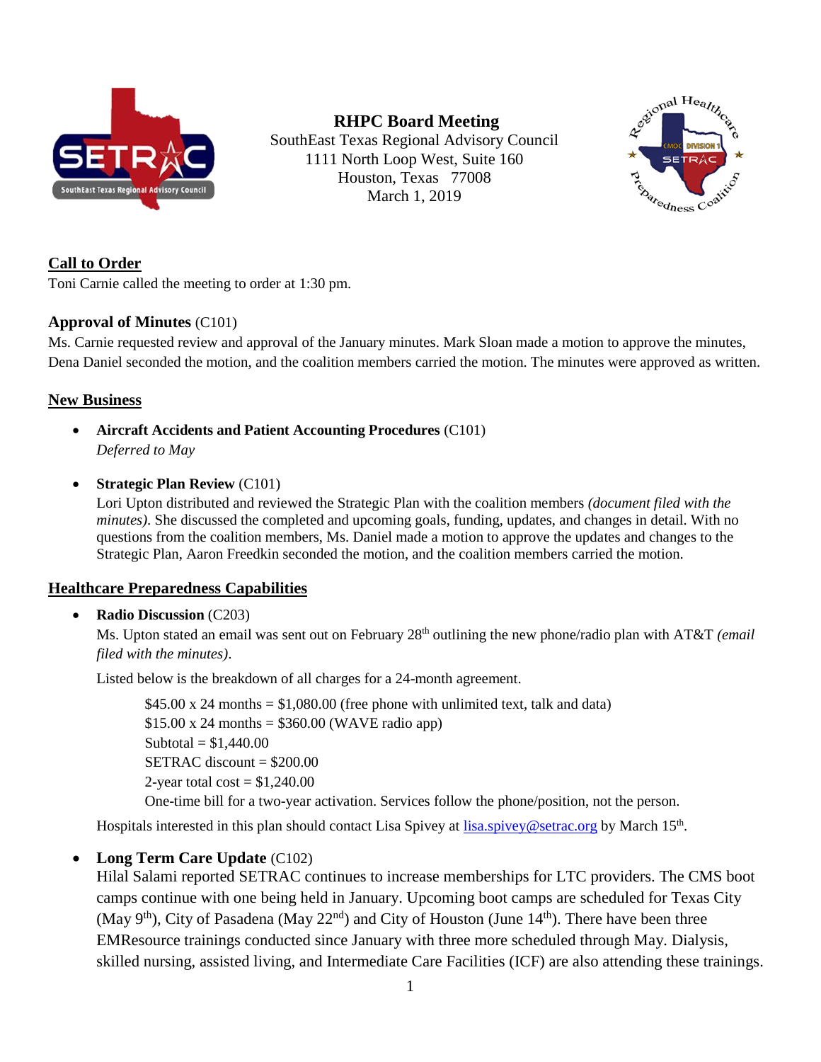# RHPC Board Meeting

SouthEast Texas Regional Advisory Council
1111 North Loop West, Suite 160
Houston, Texas 77008
March 1, 2019

## Call to Order

Toni Carnie called the meeting to order at 1:30 pm.

### Approval of Minutes (C101)

Ms. Carnie requested review and approval of the January minutes. Mark Sloan made a motion to approve the minutes, Dena Daniel seconded the motion, and the coalition members carried the motion. The minutes were approved as written.

## New Business

- **Aircraft Accidents and Patient Accounting Procedures** (C101)
  *Deferred to May*

- **Strategic Plan Review** (C101)
  Lori Upton distributed and reviewed the Strategic Plan with the coalition members *(document filed with the minutes)*. She discussed the completed and upcoming goals, funding, updates, and changes in detail. With no questions from the coalition members, Ms. Daniel made a motion to approve the updates and changes to the Strategic Plan, Aaron Freedkin seconded the motion, and the coalition members carried the motion.

## Healthcare Preparedness Capabilities

- **Radio Discussion** (C203)
  Ms. Upton stated an email was sent out on February 28th outlining the new phone/radio plan with AT&T *(email filed with the minutes)*.

  Listed below is the breakdown of all charges for a 24-month agreement.

  $45.00 x 24 months = $1,080.00 (free phone with unlimited text, talk and data)
  $15.00 x 24 months = $360.00 (WAVE radio app)
  Subtotal = $1,440.00
  SETRAC discount = $200.00
  2-year total cost = $1,240.00
  One-time bill for a two-year activation. Services follow the phone/position, not the person.

  Hospitals interested in this plan should contact Lisa Spivey at lisa.spivey@setrac.org by March 15th.

- **Long Term Care Update** (C102)
  Hilal Salami reported SETRAC continues to increase memberships for LTC providers. The CMS boot camps continue with one being held in January. Upcoming boot camps are scheduled for Texas City (May 9th), City of Pasadena (May 22nd) and City of Houston (June 14th). There have been three EMResource trainings conducted since January with three more scheduled through May. Dialysis, skilled nursing, assisted living, and Intermediate Care Facilities (ICF) are also attending these trainings.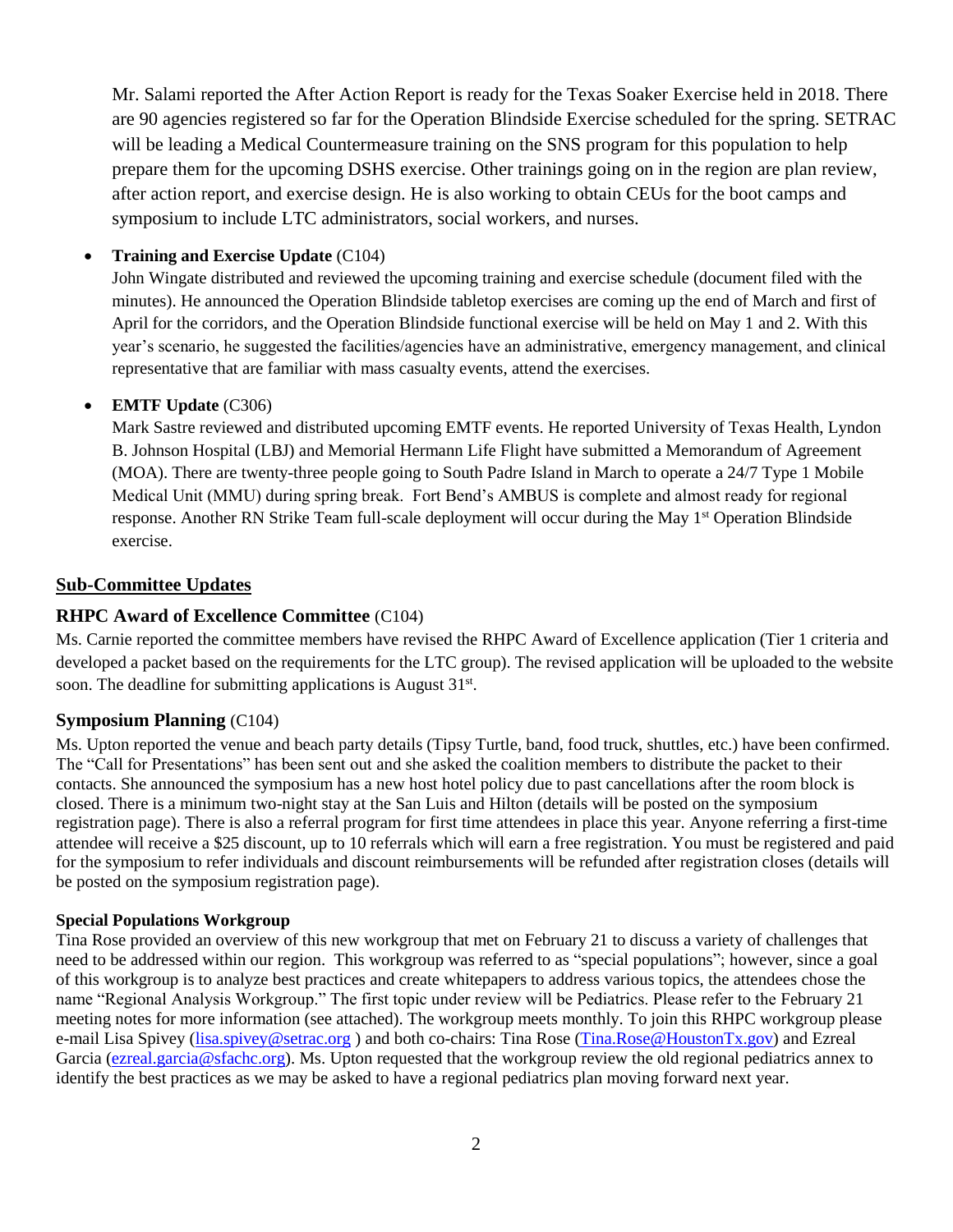Mr. Salami reported the After Action Report is ready for the Texas Soaker Exercise held in 2018. There are 90 agencies registered so far for the Operation Blindside Exercise scheduled for the spring. SETRAC will be leading a Medical Countermeasure training on the SNS program for this population to help prepare them for the upcoming DSHS exercise. Other trainings going on in the region are plan review, after action report, and exercise design. He is also working to obtain CEUs for the boot camps and symposium to include LTC administrators, social workers, and nurses.

- **Training and Exercise Update** (C104)
  John Wingate distributed and reviewed the upcoming training and exercise schedule (document filed with the minutes). He announced the Operation Blindside tabletop exercises are coming up the end of March and first of April for the corridors, and the Operation Blindside functional exercise will be held on May 1 and 2. With this year's scenario, he suggested the facilities/agencies have an administrative, emergency management, and clinical representative that are familiar with mass casualty events, attend the exercises.

- **EMTF Update** (C306)
  Mark Sastre reviewed and distributed upcoming EMTF events. He reported University of Texas Health, Lyndon B. Johnson Hospital (LBJ) and Memorial Hermann Life Flight have submitted a Memorandum of Agreement (MOA). There are twenty-three people going to South Padre Island in March to operate a 24/7 Type 1 Mobile Medical Unit (MMU) during spring break. Fort Bend's AMBUS is complete and almost ready for regional response. Another RN Strike Team full-scale deployment will occur during the May 1st Operation Blindside exercise.

## Sub-Committee Updates

### RHPC Award of Excellence Committee (C104)

Ms. Carnie reported the committee members have revised the RHPC Award of Excellence application (Tier 1 criteria and developed a packet based on the requirements for the LTC group). The revised application will be uploaded to the website soon. The deadline for submitting applications is August 31st.

### Symposium Planning (C104)

Ms. Upton reported the venue and beach party details (Tipsy Turtle, band, food truck, shuttles, etc.) have been confirmed. The "Call for Presentations" has been sent out and she asked the coalition members to distribute the packet to their contacts. She announced the symposium has a new host hotel policy due to past cancellations after the room block is closed. There is a minimum two-night stay at the San Luis and Hilton (details will be posted on the symposium registration page). There is also a referral program for first time attendees in place this year. Anyone referring a first-time attendee will receive a $25 discount, up to 10 referrals which will earn a free registration. You must be registered and paid for the symposium to refer individuals and discount reimbursements will be refunded after registration closes (details will be posted on the symposium registration page).

#### Special Populations Workgroup

Tina Rose provided an overview of this new workgroup that met on February 21 to discuss a variety of challenges that need to be addressed within our region. This workgroup was referred to as "special populations"; however, since a goal of this workgroup is to analyze best practices and create whitepapers to address various topics, the attendees chose the name "Regional Analysis Workgroup." The first topic under review will be Pediatrics. Please refer to the February 21 meeting notes for more information (see attached). The workgroup meets monthly. To join this RHPC workgroup please e-mail Lisa Spivey (lisa.spivey@setrac.org ) and both co-chairs: Tina Rose (Tina.Rose@HoustonTx.gov) and Ezreal Garcia (ezreal.garcia@sfachc.org). Ms. Upton requested that the workgroup review the old regional pediatrics annex to identify the best practices as we may be asked to have a regional pediatrics plan moving forward next year.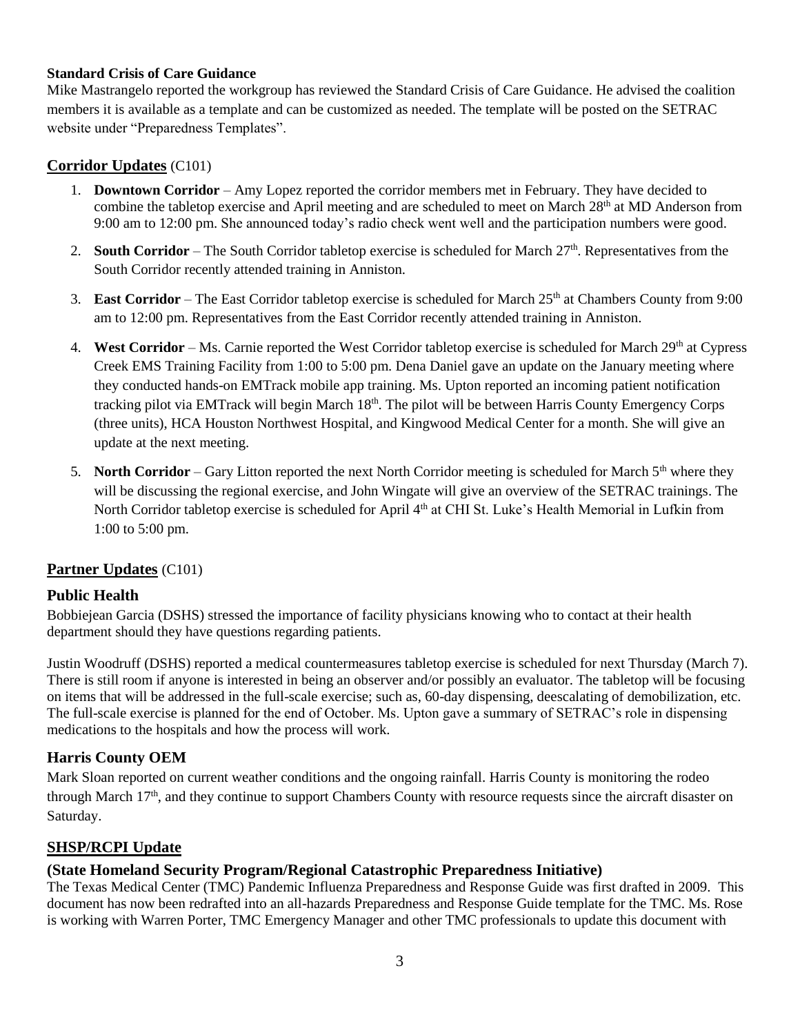**Standard Crisis of Care Guidance**

Mike Mastrangelo reported the workgroup has reviewed the Standard Crisis of Care Guidance. He advised the coalition members it is available as a template and can be customized as needed. The template will be posted on the SETRAC website under "Preparedness Templates".

## Corridor Updates (C101)

1. **Downtown Corridor** – Amy Lopez reported the corridor members met in February. They have decided to combine the tabletop exercise and April meeting and are scheduled to meet on March 28th at MD Anderson from 9:00 am to 12:00 pm. She announced today's radio check went well and the participation numbers were good.
2. **South Corridor** – The South Corridor tabletop exercise is scheduled for March 27th. Representatives from the South Corridor recently attended training in Anniston.
3. **East Corridor** – The East Corridor tabletop exercise is scheduled for March 25th at Chambers County from 9:00 am to 12:00 pm. Representatives from the East Corridor recently attended training in Anniston.
4. **West Corridor** – Ms. Carnie reported the West Corridor tabletop exercise is scheduled for March 29th at Cypress Creek EMS Training Facility from 1:00 to 5:00 pm. Dena Daniel gave an update on the January meeting where they conducted hands-on EMTrack mobile app training. Ms. Upton reported an incoming patient notification tracking pilot via EMTrack will begin March 18th. The pilot will be between Harris County Emergency Corps (three units), HCA Houston Northwest Hospital, and Kingwood Medical Center for a month. She will give an update at the next meeting.
5. **North Corridor** – Gary Litton reported the next North Corridor meeting is scheduled for March 5th where they will be discussing the regional exercise, and John Wingate will give an overview of the SETRAC trainings. The North Corridor tabletop exercise is scheduled for April 4th at CHI St. Luke's Health Memorial in Lufkin from 1:00 to 5:00 pm.

## Partner Updates (C101)

### Public Health

Bobbiejean Garcia (DSHS) stressed the importance of facility physicians knowing who to contact at their health department should they have questions regarding patients.

Justin Woodruff (DSHS) reported a medical countermeasures tabletop exercise is scheduled for next Thursday (March 7). There is still room if anyone is interested in being an observer and/or possibly an evaluator. The tabletop will be focusing on items that will be addressed in the full-scale exercise; such as, 60-day dispensing, deescalating of demobilization, etc. The full-scale exercise is planned for the end of October. Ms. Upton gave a summary of SETRAC's role in dispensing medications to the hospitals and how the process will work.

### Harris County OEM

Mark Sloan reported on current weather conditions and the ongoing rainfall. Harris County is monitoring the rodeo through March 17th, and they continue to support Chambers County with resource requests since the aircraft disaster on Saturday.

## SHSP/RCPI Update

### (State Homeland Security Program/Regional Catastrophic Preparedness Initiative)

The Texas Medical Center (TMC) Pandemic Influenza Preparedness and Response Guide was first drafted in 2009. This document has now been redrafted into an all-hazards Preparedness and Response Guide template for the TMC. Ms. Rose is working with Warren Porter, TMC Emergency Manager and other TMC professionals to update this document with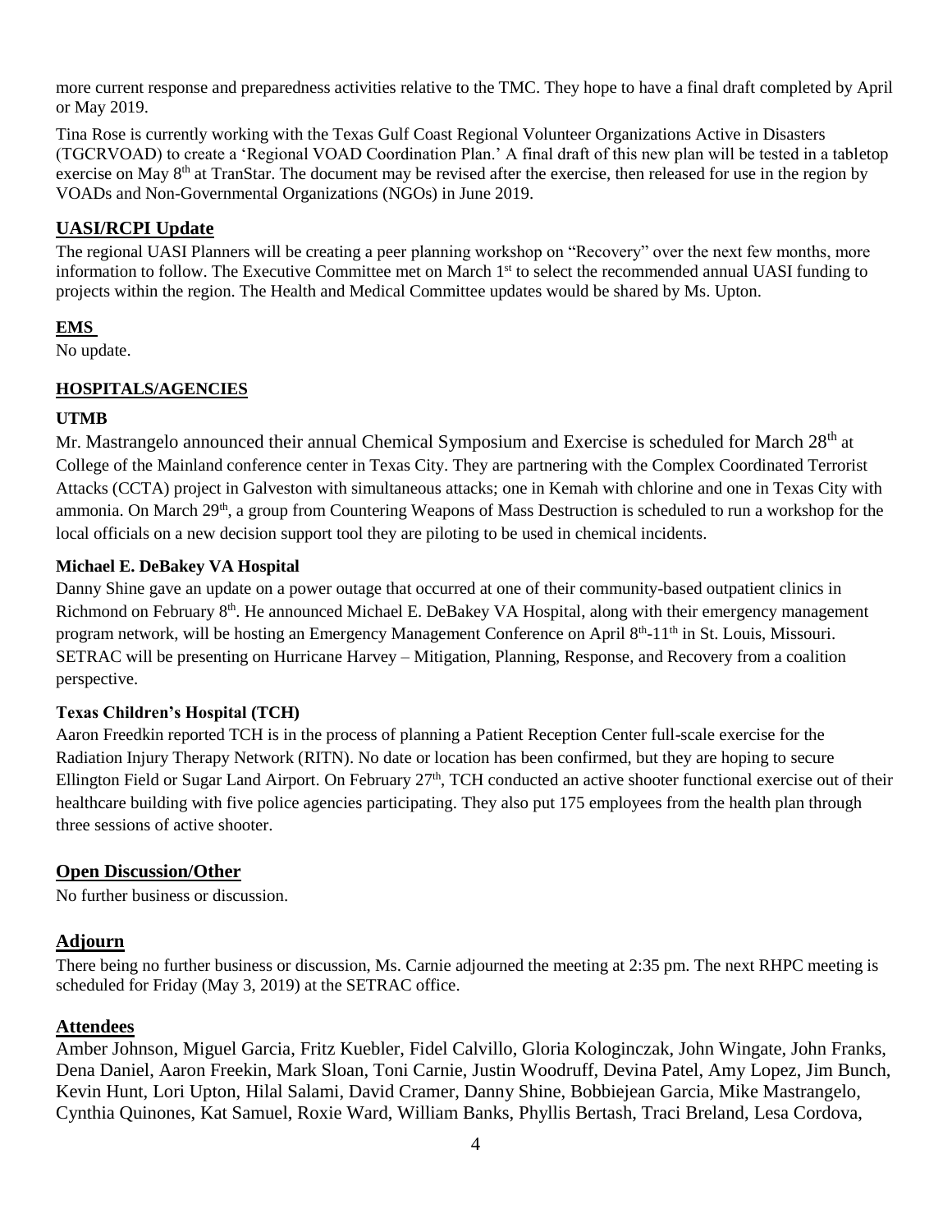more current response and preparedness activities relative to the TMC. They hope to have a final draft completed by April or May 2019.

Tina Rose is currently working with the Texas Gulf Coast Regional Volunteer Organizations Active in Disasters (TGCRVOAD) to create a 'Regional VOAD Coordination Plan.' A final draft of this new plan will be tested in a tabletop exercise on May 8th at TranStar. The document may be revised after the exercise, then released for use in the region by VOADs and Non-Governmental Organizations (NGOs) in June 2019.

## UASI/RCPI Update

The regional UASI Planners will be creating a peer planning workshop on "Recovery" over the next few months, more information to follow. The Executive Committee met on March 1st to select the recommended annual UASI funding to projects within the region. The Health and Medical Committee updates would be shared by Ms. Upton.

## EMS

No update.

## HOSPITALS/AGENCIES

### UTMB

Mr. Mastrangelo announced their annual Chemical Symposium and Exercise is scheduled for March 28th at College of the Mainland conference center in Texas City. They are partnering with the Complex Coordinated Terrorist Attacks (CCTA) project in Galveston with simultaneous attacks; one in Kemah with chlorine and one in Texas City with ammonia. On March 29th, a group from Countering Weapons of Mass Destruction is scheduled to run a workshop for the local officials on a new decision support tool they are piloting to be used in chemical incidents.

### Michael E. DeBakey VA Hospital

Danny Shine gave an update on a power outage that occurred at one of their community-based outpatient clinics in Richmond on February 8th. He announced Michael E. DeBakey VA Hospital, along with their emergency management program network, will be hosting an Emergency Management Conference on April 8th-11th in St. Louis, Missouri. SETRAC will be presenting on Hurricane Harvey – Mitigation, Planning, Response, and Recovery from a coalition perspective.

### Texas Children's Hospital (TCH)

Aaron Freedkin reported TCH is in the process of planning a Patient Reception Center full-scale exercise for the Radiation Injury Therapy Network (RITN). No date or location has been confirmed, but they are hoping to secure Ellington Field or Sugar Land Airport. On February 27th, TCH conducted an active shooter functional exercise out of their healthcare building with five police agencies participating. They also put 175 employees from the health plan through three sessions of active shooter.

## Open Discussion/Other

No further business or discussion.

## Adjourn

There being no further business or discussion, Ms. Carnie adjourned the meeting at 2:35 pm. The next RHPC meeting is scheduled for Friday (May 3, 2019) at the SETRAC office.

## Attendees

Amber Johnson, Miguel Garcia, Fritz Kuebler, Fidel Calvillo, Gloria Kologinczak, John Wingate, John Franks, Dena Daniel, Aaron Freekin, Mark Sloan, Toni Carnie, Justin Woodruff, Devina Patel, Amy Lopez, Jim Bunch, Kevin Hunt, Lori Upton, Hilal Salami, David Cramer, Danny Shine, Bobbiejean Garcia, Mike Mastrangelo, Cynthia Quinones, Kat Samuel, Roxie Ward, William Banks, Phyllis Bertash, Traci Breland, Lesa Cordova,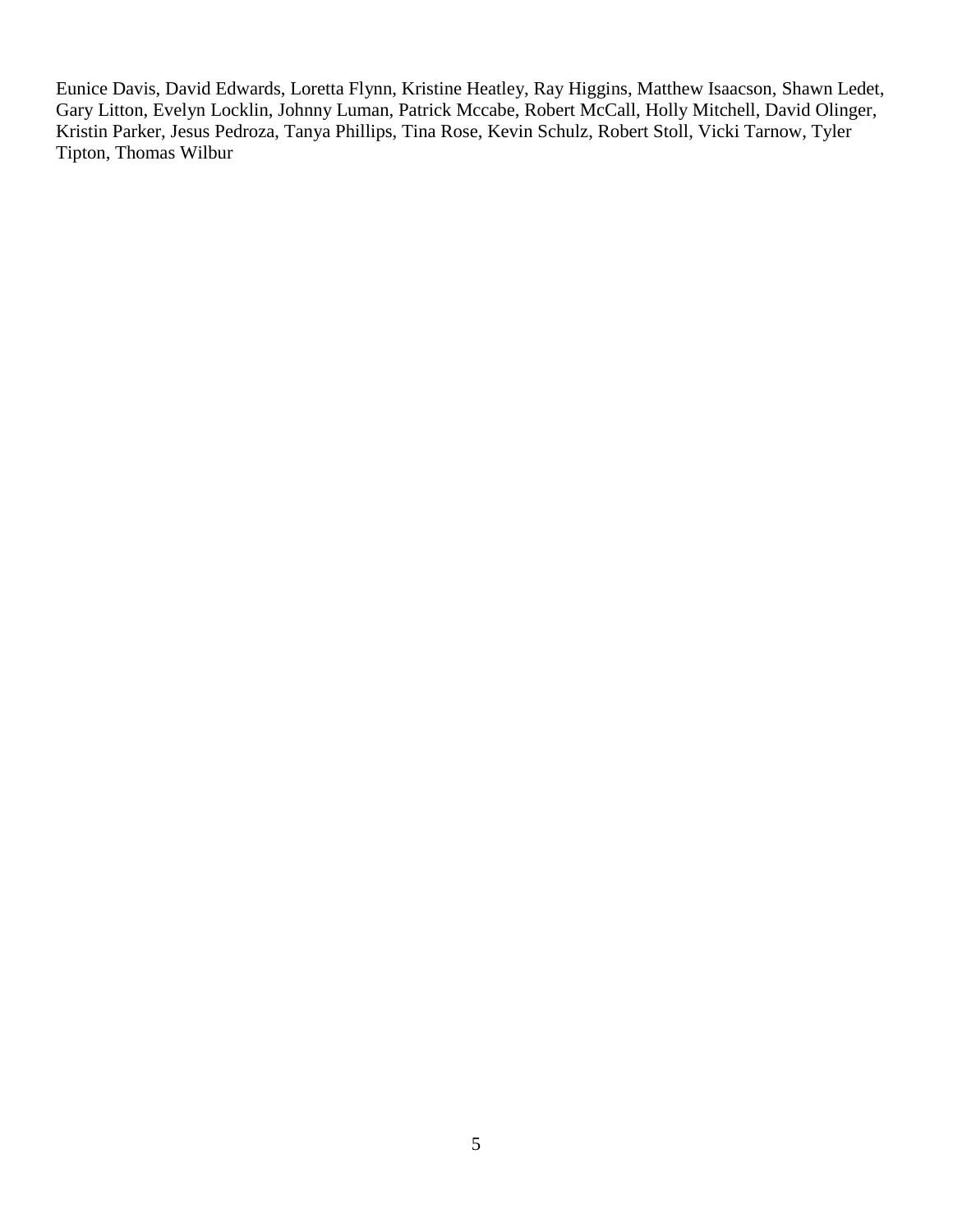Eunice Davis, David Edwards, Loretta Flynn, Kristine Heatley, Ray Higgins, Matthew Isaacson, Shawn Ledet, Gary Litton, Evelyn Locklin, Johnny Luman, Patrick Mccabe, Robert McCall, Holly Mitchell, David Olinger, Kristin Parker, Jesus Pedroza, Tanya Phillips, Tina Rose, Kevin Schulz, Robert Stoll, Vicki Tarnow, Tyler Tipton, Thomas Wilbur